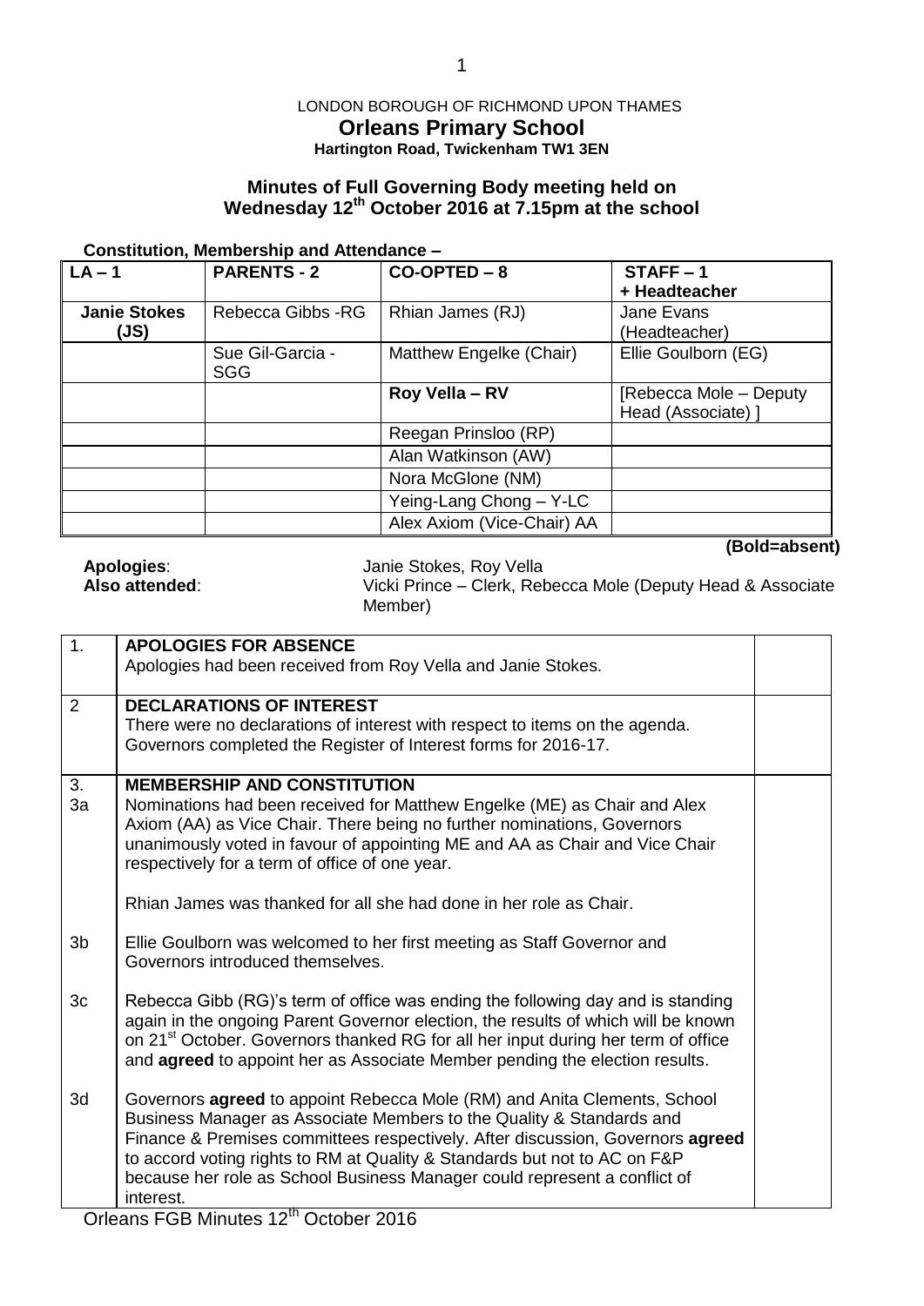LONDON BOROUGH OF RICHMOND UPON THAMES

# Orleans Primary School

**Hartington Road, Twickenham TW1 3EN**

## Minutes of Full Governing Body meeting held on Wednesday 12th October 2016 at 7.15pm at the school

**Constitution, Membership and Attendance –**

| LA – 1 | PARENTS - 2 | CO-OPTED – 8 | STAFF – 1 + Headteacher |
|---|---|---|---|
| **Janie Stokes (JS)** | Rebecca Gibbs -RG | Rhian James (RJ) | Jane Evans (Headteacher) |
| | Sue Gil-Garcia - SGG | Matthew Engelke (Chair) | Ellie Goulborn (EG) |
| | | **Roy Vella – RV** | [Rebecca Mole – Deputy Head (Associate) ] |
| | | Reegan Prinsloo (RP) | |
| | | Alan Watkinson (AW) | |
| | | Nora McGlone (NM) | |
| | | Yeing-Lang Chong – Y-LC | |
| | | Alex Axiom (Vice-Chair) AA | |

**(Bold=absent)**

**Apologies**: Janie Stokes, Roy Vella

**Also attended**: Vicki Prince – Clerk, Rebecca Mole (Deputy Head & Associate Member)

| | | |
|---|---|---|
| 1. | **APOLOGIES FOR ABSENCE**<br>Apologies had been received from Roy Vella and Janie Stokes. | |
| 2 | **DECLARATIONS OF INTEREST**<br>There were no declarations of interest with respect to items on the agenda. Governors completed the Register of Interest forms for 2016-17. | |
| 3.<br>3a | **MEMBERSHIP AND CONSTITUTION**<br>Nominations had been received for Matthew Engelke (ME) as Chair and Alex Axiom (AA) as Vice Chair. There being no further nominations, Governors unanimously voted in favour of appointing ME and AA as Chair and Vice Chair respectively for a term of office of one year.<br><br>Rhian James was thanked for all she had done in her role as Chair. | |
| 3b | Ellie Goulborn was welcomed to her first meeting as Staff Governor and Governors introduced themselves. | |
| 3c | Rebecca Gibb (RG)'s term of office was ending the following day and is standing again in the ongoing Parent Governor election, the results of which will be known on 21st October. Governors thanked RG for all her input during her term of office and **agreed** to appoint her as Associate Member pending the election results. | |
| 3d | Governors **agreed** to appoint Rebecca Mole (RM) and Anita Clements, School Business Manager as Associate Members to the Quality & Standards and Finance & Premises committees respectively. After discussion, Governors **agreed** to accord voting rights to RM at Quality & Standards but not to AC on F&P because her role as School Business Manager could represent a conflict of interest. | |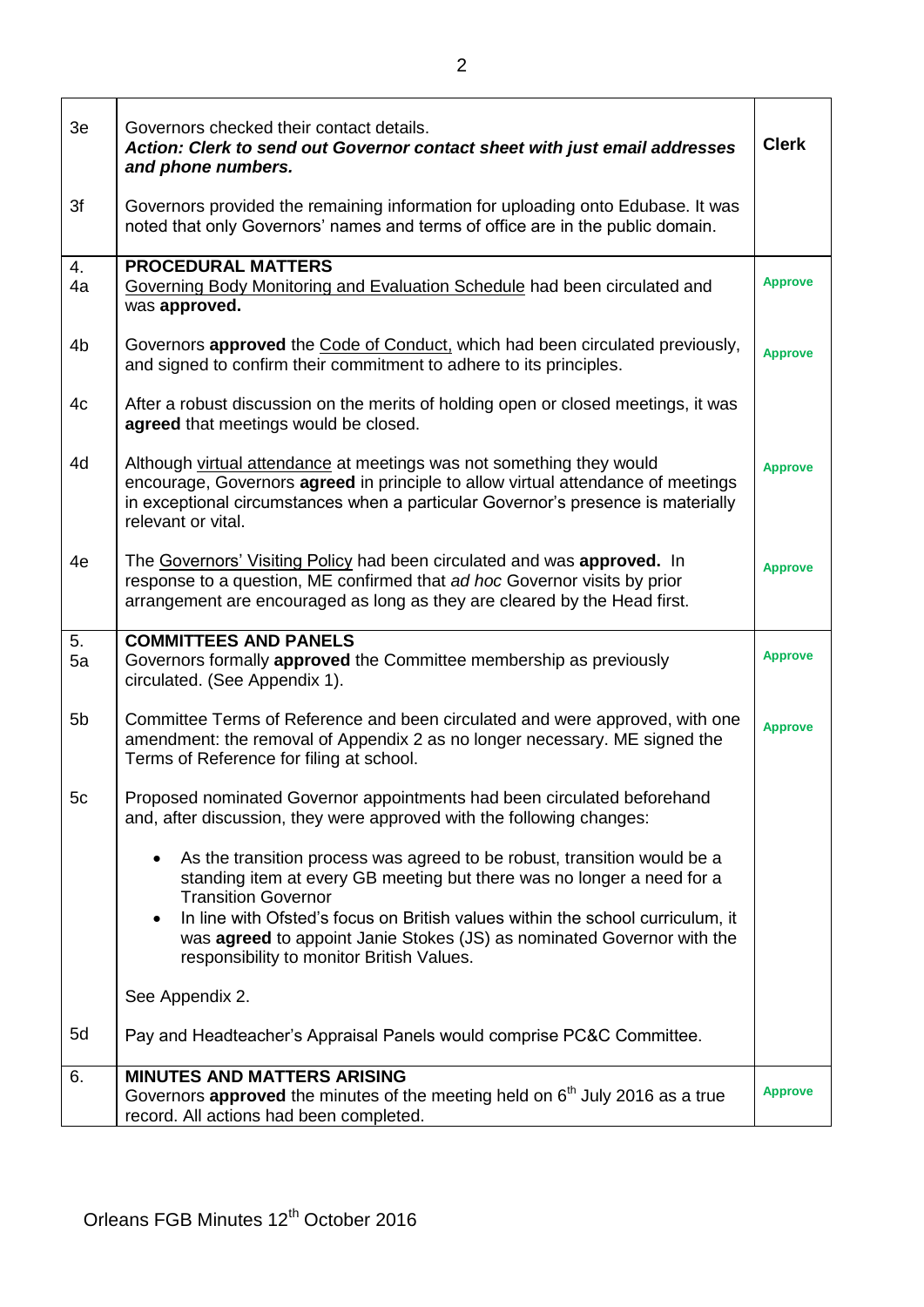| | | |
|---|---|---|
| 3e | Governors checked their contact details.<br>***Action: Clerk to send out Governor contact sheet with just email addresses and phone numbers.*** | **Clerk** |
| 3f | Governors provided the remaining information for uploading onto Edubase. It was noted that only Governors' names and terms of office are in the public domain. | |
| 4.<br>4a | **PROCEDURAL MATTERS**<br>Governing Body Monitoring and Evaluation Schedule had been circulated and was **approved.** | **Approve** |
| 4b | Governors **approved** the Code of Conduct, which had been circulated previously, and signed to confirm their commitment to adhere to its principles. | **Approve** |
| 4c | After a robust discussion on the merits of holding open or closed meetings, it was **agreed** that meetings would be closed. | |
| 4d | Although virtual attendance at meetings was not something they would encourage, Governors **agreed** in principle to allow virtual attendance of meetings in exceptional circumstances when a particular Governor's presence is materially relevant or vital. | **Approve** |
| 4e | The Governors' Visiting Policy had been circulated and was **approved.** In response to a question, ME confirmed that *ad hoc* Governor visits by prior arrangement are encouraged as long as they are cleared by the Head first. | **Approve** |
| 5.<br>5a | **COMMITTEES AND PANELS**<br>Governors formally **approved** the Committee membership as previously circulated. (See Appendix 1). | **Approve** |
| 5b | Committee Terms of Reference and been circulated and were approved, with one amendment: the removal of Appendix 2 as no longer necessary. ME signed the Terms of Reference for filing at school. | **Approve** |
| 5c | Proposed nominated Governor appointments had been circulated beforehand and, after discussion, they were approved with the following changes:<br><br>• As the transition process was agreed to be robust, transition would be a standing item at every GB meeting but there was no longer a need for a Transition Governor<br>• In line with Ofsted's focus on British values within the school curriculum, it was **agreed** to appoint Janie Stokes (JS) as nominated Governor with the responsibility to monitor British Values.<br><br>See Appendix 2. | |
| 5d | Pay and Headteacher's Appraisal Panels would comprise PC&C Committee. | |
| 6. | **MINUTES AND MATTERS ARISING**<br>Governors **approved** the minutes of the meeting held on 6th July 2016 as a true record. All actions had been completed. | **Approve** |

Orleans FGB Minutes 12th October 2016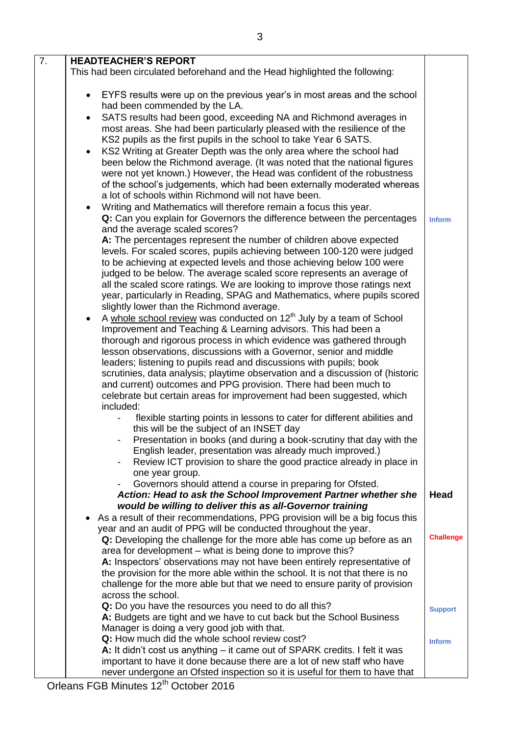| 7. | **HEADTEACHER'S REPORT** This had been circulated beforehand and the Head highlighted the following: | |
|---|---|---|
| | • EYFS results were up on the previous year's in most areas and the school had been commended by the LA. • SATS results had been good, exceeding NA and Richmond averages in most areas. She had been particularly pleased with the resilience of the KS2 pupils as the first pupils in the school to take Year 6 SATS. • KS2 Writing at Greater Depth was the only area where the school had been below the Richmond average. (It was noted that the national figures were not yet known.) However, the Head was confident of the robustness of the school's judgements, which had been externally moderated whereas a lot of schools within Richmond will not have been. • Writing and Mathematics will therefore remain a focus this year. | |
| | **Q:** Can you explain for Governors the difference between the percentages and the average scaled scores? **A:** The percentages represent the number of children above expected levels. For scaled scores, pupils achieving between 100-120 were judged to be achieving at expected levels and those achieving below 100 were judged to be below. The average scaled score represents an average of all the scaled score ratings. We are looking to improve those ratings next year, particularly in Reading, SPAG and Mathematics, where pupils scored slightly lower than the Richmond average. | Inform |
| | • A whole school review was conducted on 12th July by a team of School Improvement and Teaching & Learning advisors. This had been a thorough and rigorous process in which evidence was gathered through lesson observations, discussions with a Governor, senior and middle leaders; listening to pupils read and discussions with pupils; book scrutinies, data analysis; playtime observation and a discussion of (historic and current) outcomes and PPG provision. There had been much to celebrate but certain areas for improvement had been suggested, which included: - flexible starting points in lessons to cater for different abilities and this will be the subject of an INSET day - Presentation in books (and during a book-scrutiny that day with the English leader, presentation was already much improved.) - Review ICT provision to share the good practice already in place in one year group. - Governors should attend a course in preparing for Ofsted. | |
| | ***Action: Head to ask the School Improvement Partner whether she would be willing to deliver this as all-Governor training*** | **Head** |
| | • As a result of their recommendations, PPG provision will be a big focus this year and an audit of PPG will be conducted throughout the year. | |
| | **Q:** Developing the challenge for the more able has come up before as an area for development – what is being done to improve this? **A:** Inspectors' observations may not have been entirely representative of the provision for the more able within the school. It is not that there is no challenge for the more able but that we need to ensure parity of provision across the school. | Challenge |
| | **Q:** Do you have the resources you need to do all this? **A:** Budgets are tight and we have to cut back but the School Business Manager is doing a very good job with that. | Support |
| | **Q:** How much did the whole school review cost? **A:** It didn't cost us anything – it came out of SPARK credits. I felt it was important to have it done because there are a lot of new staff who have never undergone an Ofsted inspection so it is useful for them to have that | Inform |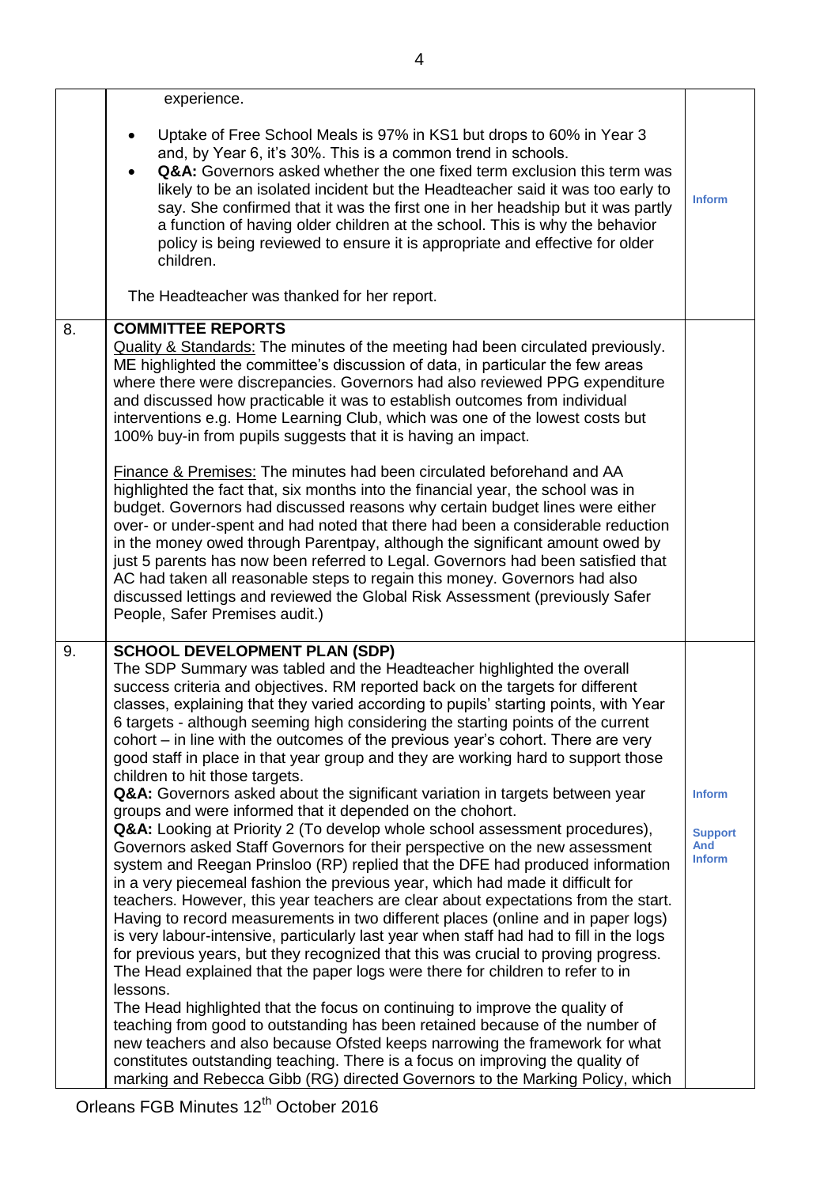| | | |
|---|---|---|
| | experience.<br><br>• Uptake of Free School Meals is 97% in KS1 but drops to 60% in Year 3 and, by Year 6, it's 30%. This is a common trend in schools.<br>• **Q&A:** Governors asked whether the one fixed term exclusion this term was likely to be an isolated incident but the Headteacher said it was too early to say. She confirmed that it was the first one in her headship but it was partly a function of having older children at the school. This is why the behavior policy is being reviewed to ensure it is appropriate and effective for older children.<br><br>The Headteacher was thanked for her report. | **Inform** |
| 8. | **COMMITTEE REPORTS**<br>Quality & Standards: The minutes of the meeting had been circulated previously. ME highlighted the committee's discussion of data, in particular the few areas where there were discrepancies. Governors had also reviewed PPG expenditure and discussed how practicable it was to establish outcomes from individual interventions e.g. Home Learning Club, which was one of the lowest costs but 100% buy-in from pupils suggests that it is having an impact.<br><br>Finance & Premises: The minutes had been circulated beforehand and AA highlighted the fact that, six months into the financial year, the school was in budget. Governors had discussed reasons why certain budget lines were either over- or under-spent and had noted that there had been a considerable reduction in the money owed through Parentpay, although the significant amount owed by just 5 parents has now been referred to Legal. Governors had been satisfied that AC had taken all reasonable steps to regain this money. Governors had also discussed lettings and reviewed the Global Risk Assessment (previously Safer People, Safer Premises audit.) | |
| 9. | **SCHOOL DEVELOPMENT PLAN (SDP)**<br>The SDP Summary was tabled and the Headteacher highlighted the overall success criteria and objectives. RM reported back on the targets for different classes, explaining that they varied according to pupils' starting points, with Year 6 targets - although seeming high considering the starting points of the current cohort – in line with the outcomes of the previous year's cohort. There are very good staff in place in that year group and they are working hard to support those children to hit those targets.<br>**Q&A:** Governors asked about the significant variation in targets between year groups and were informed that it depended on the chohort.<br>**Q&A:** Looking at Priority 2 (To develop whole school assessment procedures), Governors asked Staff Governors for their perspective on the new assessment system and Reegan Prinsloo (RP) replied that the DFE had produced information in a very piecemeal fashion the previous year, which had made it difficult for teachers. However, this year teachers are clear about expectations from the start. Having to record measurements in two different places (online and in paper logs) is very labour-intensive, particularly last year when staff had had to fill in the logs for previous years, but they recognized that this was crucial to proving progress. The Head explained that the paper logs were there for children to refer to in lessons.<br>The Head highlighted that the focus on continuing to improve the quality of teaching from good to outstanding has been retained because of the number of new teachers and also because Ofsted keeps narrowing the framework for what constitutes outstanding teaching. There is a focus on improving the quality of marking and Rebecca Gibb (RG) directed Governors to the Marking Policy, which | **Inform**<br><br>**Support And Inform** |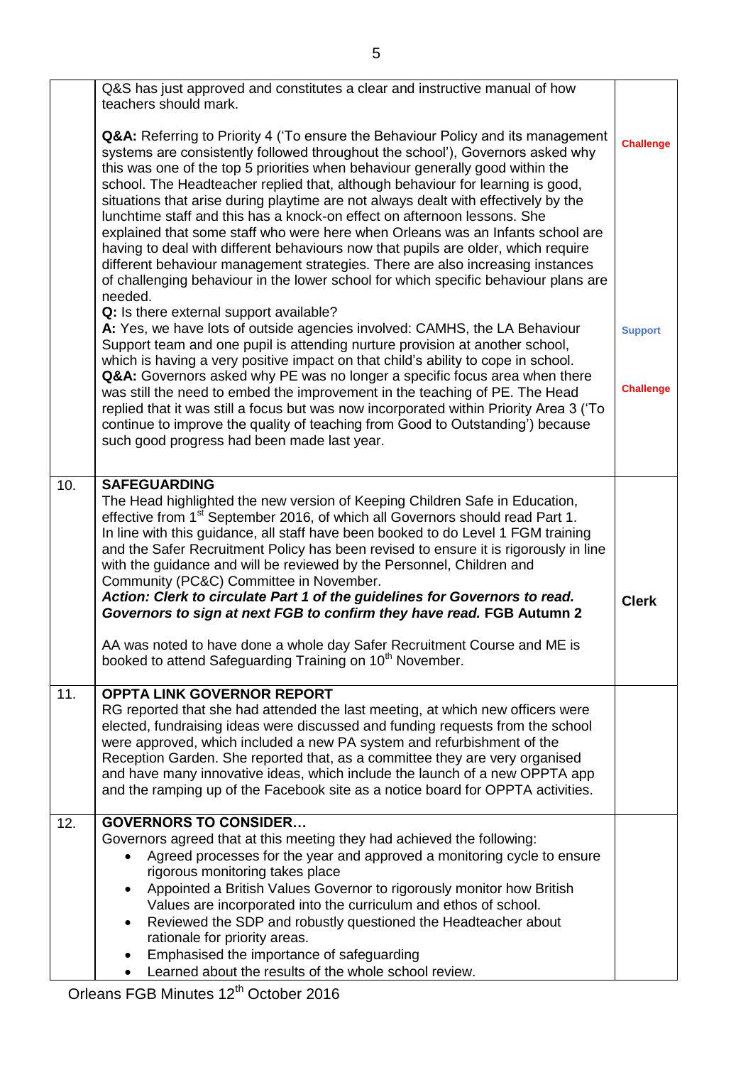| | | |
|---|---|---|
| | Q&S has just approved and constitutes a clear and instructive manual of how teachers should mark.<br><br>**Q&A:** Referring to Priority 4 ('To ensure the Behaviour Policy and its management systems are consistently followed throughout the school'), Governors asked why this was one of the top 5 priorities when behaviour generally good within the school. The Headteacher replied that, although behaviour for learning is good, situations that arise during playtime are not always dealt with effectively by the lunchtime staff and this has a knock-on effect on afternoon lessons. She explained that some staff who were here when Orleans was an Infants school are having to deal with different behaviours now that pupils are older, which require different behaviour management strategies. There are also increasing instances of challenging behaviour in the lower school for which specific behaviour plans are needed.<br>**Q:** Is there external support available?<br>**A:** Yes, we have lots of outside agencies involved: CAMHS, the LA Behaviour Support team and one pupil is attending nurture provision at another school, which is having a very positive impact on that child's ability to cope in school.<br>**Q&A:** Governors asked why PE was no longer a specific focus area when there was still the need to embed the improvement in the teaching of PE. The Head replied that it was still a focus but was now incorporated within Priority Area 3 ('To continue to improve the quality of teaching from Good to Outstanding') because such good progress had been made last year. | **Challenge**<br><br>**Support**<br><br>**Challenge** |
| 10. | **SAFEGUARDING**<br>The Head highlighted the new version of Keeping Children Safe in Education, effective from 1st September 2016, of which all Governors should read Part 1. In line with this guidance, all staff have been booked to do Level 1 FGM training and the Safer Recruitment Policy has been revised to ensure it is rigorously in line with the guidance and will be reviewed by the Personnel, Children and Community (PC&C) Committee in November.<br>***Action: Clerk to circulate Part 1 of the guidelines for Governors to read. Governors to sign at next FGB to confirm they have read.*** **FGB Autumn 2**<br><br>AA was noted to have done a whole day Safer Recruitment Course and ME is booked to attend Safeguarding Training on 10th November. | **Clerk** |
| 11. | **OPPTA LINK GOVERNOR REPORT**<br>RG reported that she had attended the last meeting, at which new officers were elected, fundraising ideas were discussed and funding requests from the school were approved, which included a new PA system and refurbishment of the Reception Garden. She reported that, as a committee they are very organised and have many innovative ideas, which include the launch of a new OPPTA app and the ramping up of the Facebook site as a notice board for OPPTA activities. | |
| 12. | **GOVERNORS TO CONSIDER…**<br>Governors agreed that at this meeting they had achieved the following:<br>• Agreed processes for the year and approved a monitoring cycle to ensure rigorous monitoring takes place<br>• Appointed a British Values Governor to rigorously monitor how British Values are incorporated into the curriculum and ethos of school.<br>• Reviewed the SDP and robustly questioned the Headteacher about rationale for priority areas.<br>• Emphasised the importance of safeguarding<br>• Learned about the results of the whole school review. | |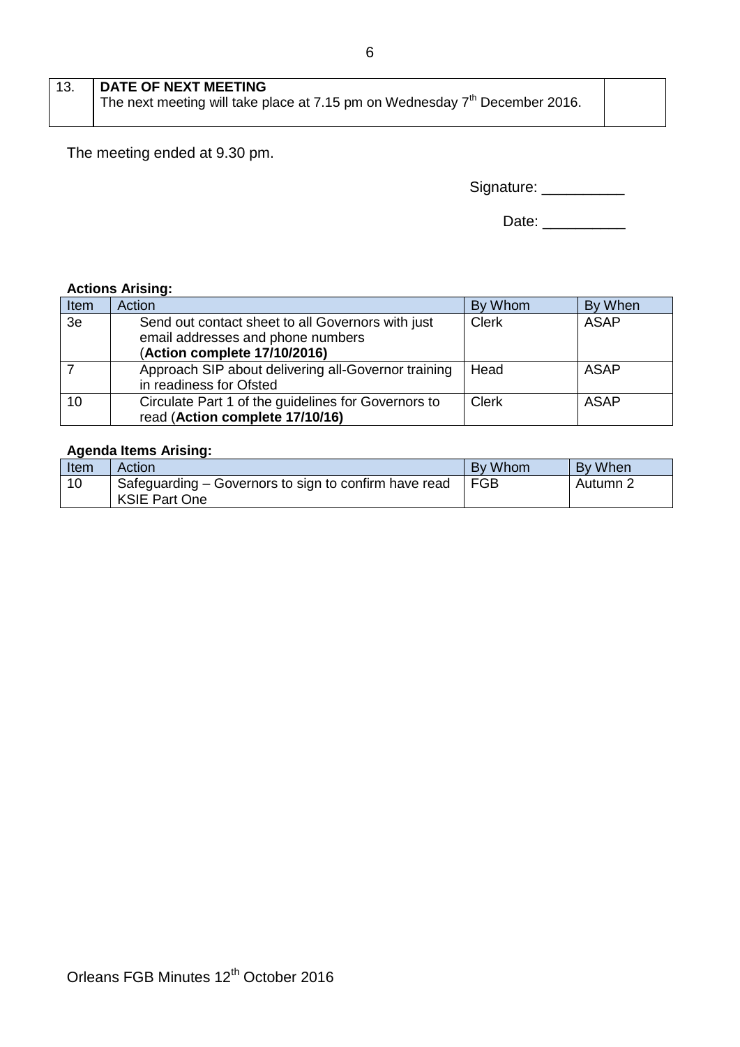| 13. | **DATE OF NEXT MEETING** The next meeting will take place at 7.15 pm on Wednesday 7th December 2016. | |
|---|---|---|

The meeting ended at 9.30 pm.

Signature: __________

Date: __________

**Actions Arising:**

| Item | Action | By Whom | By When |
|---|---|---|---|
| 3e | Send out contact sheet to all Governors with just email addresses and phone numbers (**Action complete 17/10/2016)** | Clerk | ASAP |
| 7 | Approach SIP about delivering all-Governor training in readiness for Ofsted | Head | ASAP |
| 10 | Circulate Part 1 of the guidelines for Governors to read (**Action complete 17/10/16)** | Clerk | ASAP |

**Agenda Items Arising:**

| Item | Action | By Whom | By When |
|---|---|---|---|
| 10 | Safeguarding – Governors to sign to confirm have read KSIE Part One | FGB | Autumn 2 |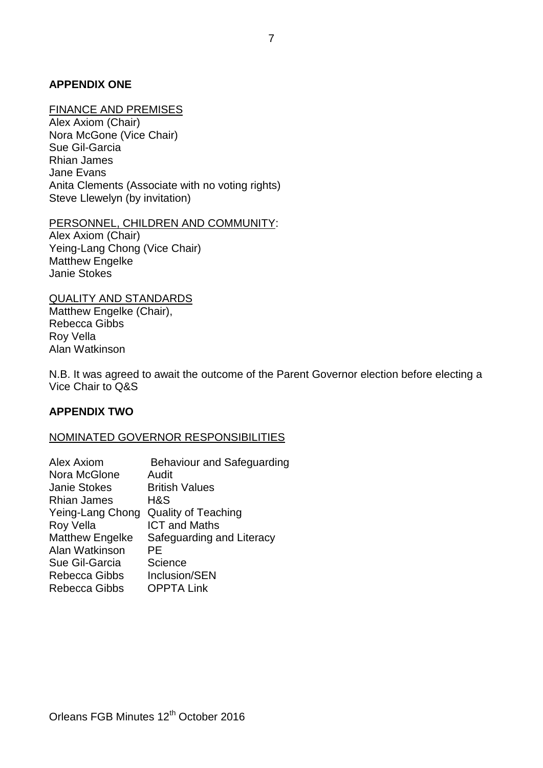**APPENDIX ONE**

<u>FINANCE AND PREMISES</u>
Alex Axiom (Chair)
Nora McGone (Vice Chair)
Sue Gil-Garcia
Rhian James
Jane Evans
Anita Clements (Associate with no voting rights)
Steve Llewelyn (by invitation)

<u>PERSONNEL, CHILDREN AND COMMUNITY</u>:
Alex Axiom (Chair)
Yeing-Lang Chong (Vice Chair)
Matthew Engelke
Janie Stokes

<u>QUALITY AND STANDARDS</u>
Matthew Engelke (Chair),
Rebecca Gibbs
Roy Vella
Alan Watkinson

N.B. It was agreed to await the outcome of the Parent Governor election before electing a Vice Chair to Q&S

**APPENDIX TWO**

<u>NOMINATED GOVERNOR RESPONSIBILITIES</u>

| | |
|---|---|
| Alex Axiom | Behaviour and Safeguarding |
| Nora McGlone | Audit |
| Janie Stokes | British Values |
| Rhian James | H&S |
| Yeing-Lang Chong | Quality of Teaching |
| Roy Vella | ICT and Maths |
| Matthew Engelke | Safeguarding and Literacy |
| Alan Watkinson | PE |
| Sue Gil-Garcia | Science |
| Rebecca Gibbs | Inclusion/SEN |
| Rebecca Gibbs | OPPTA Link |